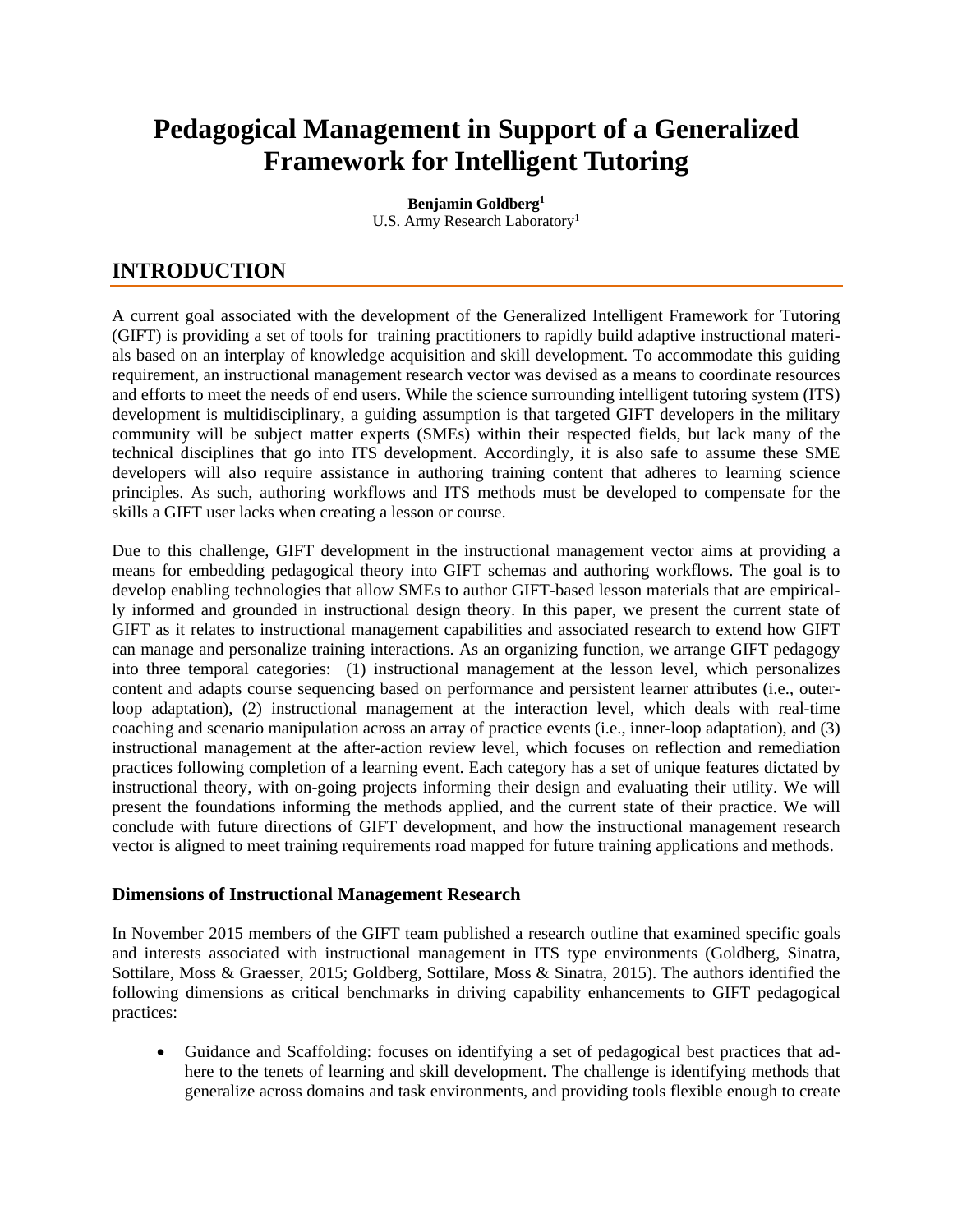# Pedagogical Management in Support of a Generalized Framework for Intelligent Tutoring

**Benjamin Goldberg[1]**
U.S. Army Research Laboratory[1]

## INTRODUCTION

A current goal associated with the development of the Generalized Intelligent Framework for Tutoring (GIFT) is providing a set of tools for training practitioners to rapidly build adaptive instructional materials based on an interplay of knowledge acquisition and skill development. To accommodate this guiding requirement, an instructional management research vector was devised as a means to coordinate resources and efforts to meet the needs of end users. While the science surrounding intelligent tutoring system (ITS) development is multidisciplinary, a guiding assumption is that targeted GIFT developers in the military community will be subject matter experts (SMEs) within their respected fields, but lack many of the technical disciplines that go into ITS development. Accordingly, it is also safe to assume these SME developers will also require assistance in authoring training content that adheres to learning science principles. As such, authoring workflows and ITS methods must be developed to compensate for the skills a GIFT user lacks when creating a lesson or course.

Due to this challenge, GIFT development in the instructional management vector aims at providing a means for embedding pedagogical theory into GIFT schemas and authoring workflows. The goal is to develop enabling technologies that allow SMEs to author GIFT-based lesson materials that are empirically informed and grounded in instructional design theory. In this paper, we present the current state of GIFT as it relates to instructional management capabilities and associated research to extend how GIFT can manage and personalize training interactions. As an organizing function, we arrange GIFT pedagogy into three temporal categories: (1) instructional management at the lesson level, which personalizes content and adapts course sequencing based on performance and persistent learner attributes (i.e., outer-loop adaptation), (2) instructional management at the interaction level, which deals with real-time coaching and scenario manipulation across an array of practice events (i.e., inner-loop adaptation), and (3) instructional management at the after-action review level, which focuses on reflection and remediation practices following completion of a learning event. Each category has a set of unique features dictated by instructional theory, with on-going projects informing their design and evaluating their utility. We will present the foundations informing the methods applied, and the current state of their practice. We will conclude with future directions of GIFT development, and how the instructional management research vector is aligned to meet training requirements road mapped for future training applications and methods.

### Dimensions of Instructional Management Research

In November 2015 members of the GIFT team published a research outline that examined specific goals and interests associated with instructional management in ITS type environments (Goldberg, Sinatra, Sottilare, Moss & Graesser, 2015; Goldberg, Sottilare, Moss & Sinatra, 2015). The authors identified the following dimensions as critical benchmarks in driving capability enhancements to GIFT pedagogical practices:

- Guidance and Scaffolding: focuses on identifying a set of pedagogical best practices that adhere to the tenets of learning and skill development. The challenge is identifying methods that generalize across domains and task environments, and providing tools flexible enough to create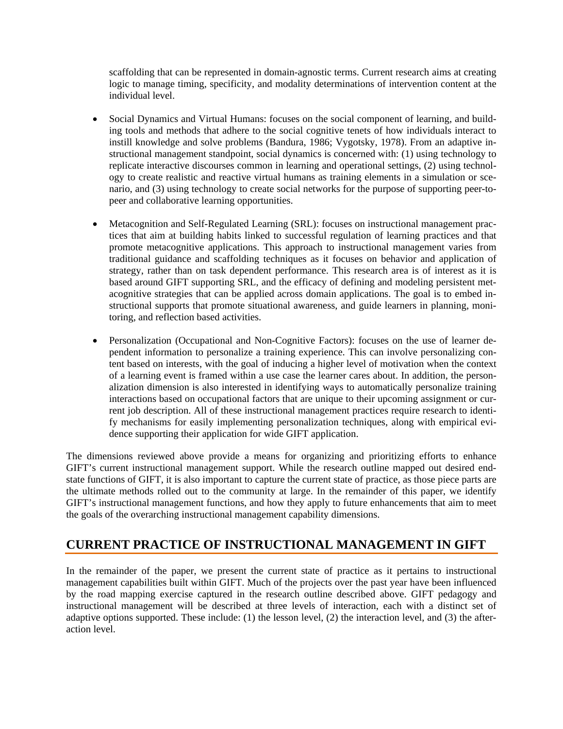scaffolding that can be represented in domain-agnostic terms. Current research aims at creating logic to manage timing, specificity, and modality determinations of intervention content at the individual level.

- Social Dynamics and Virtual Humans: focuses on the social component of learning, and building tools and methods that adhere to the social cognitive tenets of how individuals interact to instill knowledge and solve problems (Bandura, 1986; Vygotsky, 1978). From an adaptive instructional management standpoint, social dynamics is concerned with: (1) using technology to replicate interactive discourses common in learning and operational settings, (2) using technology to create realistic and reactive virtual humans as training elements in a simulation or scenario, and (3) using technology to create social networks for the purpose of supporting peer-to-peer and collaborative learning opportunities.

- Metacognition and Self-Regulated Learning (SRL): focuses on instructional management practices that aim at building habits linked to successful regulation of learning practices and that promote metacognitive applications. This approach to instructional management varies from traditional guidance and scaffolding techniques as it focuses on behavior and application of strategy, rather than on task dependent performance. This research area is of interest as it is based around GIFT supporting SRL, and the efficacy of defining and modeling persistent metacognitive strategies that can be applied across domain applications. The goal is to embed instructional supports that promote situational awareness, and guide learners in planning, monitoring, and reflection based activities.

- Personalization (Occupational and Non-Cognitive Factors): focuses on the use of learner dependent information to personalize a training experience. This can involve personalizing content based on interests, with the goal of inducing a higher level of motivation when the context of a learning event is framed within a use case the learner cares about. In addition, the personalization dimension is also interested in identifying ways to automatically personalize training interactions based on occupational factors that are unique to their upcoming assignment or current job description. All of these instructional management practices require research to identify mechanisms for easily implementing personalization techniques, along with empirical evidence supporting their application for wide GIFT application.

The dimensions reviewed above provide a means for organizing and prioritizing efforts to enhance GIFT's current instructional management support. While the research outline mapped out desired end-state functions of GIFT, it is also important to capture the current state of practice, as those piece parts are the ultimate methods rolled out to the community at large. In the remainder of this paper, we identify GIFT's instructional management functions, and how they apply to future enhancements that aim to meet the goals of the overarching instructional management capability dimensions.

## CURRENT PRACTICE OF INSTRUCTIONAL MANAGEMENT IN GIFT

In the remainder of the paper, we present the current state of practice as it pertains to instructional management capabilities built within GIFT. Much of the projects over the past year have been influenced by the road mapping exercise captured in the research outline described above. GIFT pedagogy and instructional management will be described at three levels of interaction, each with a distinct set of adaptive options supported. These include: (1) the lesson level, (2) the interaction level, and (3) the after-action level.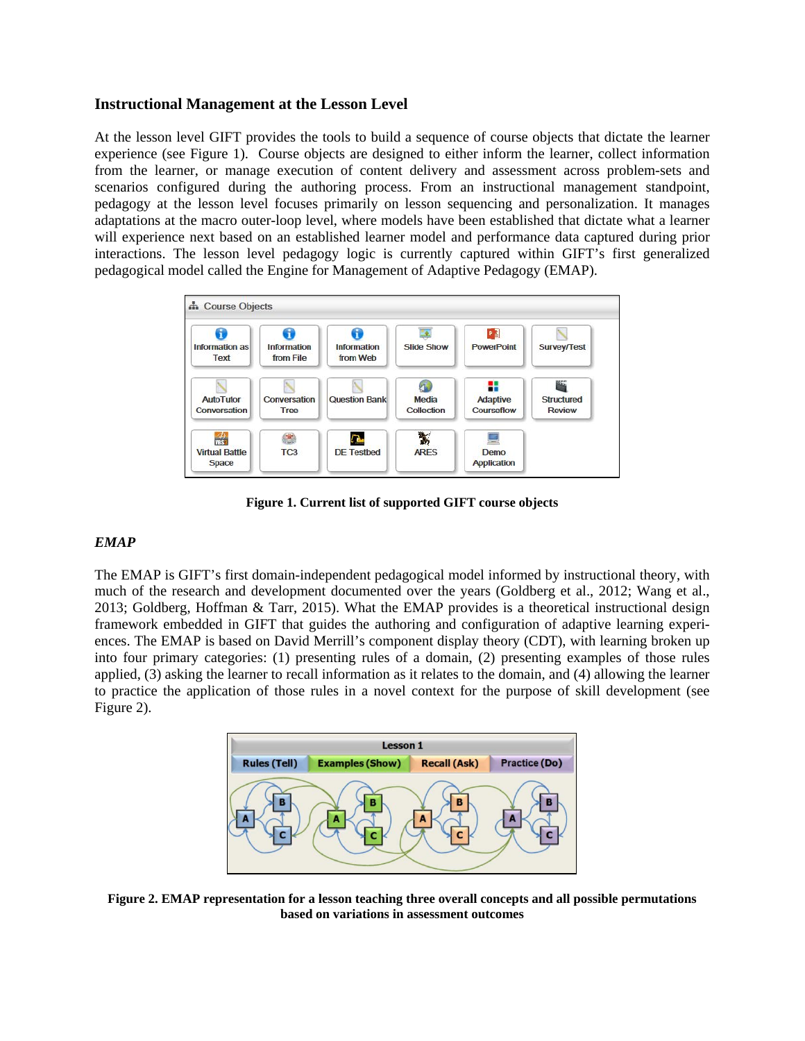### Instructional Management at the Lesson Level

At the lesson level GIFT provides the tools to build a sequence of course objects that dictate the learner experience (see Figure 1). Course objects are designed to either inform the learner, collect information from the learner, or manage execution of content delivery and assessment across problem-sets and scenarios configured during the authoring process. From an instructional management standpoint, pedagogy at the lesson level focuses primarily on lesson sequencing and personalization. It manages adaptations at the macro outer-loop level, where models have been established that dictate what a learner will experience next based on an established learner model and performance data captured during prior interactions. The lesson level pedagogy logic is currently captured within GIFT's first generalized pedagogical model called the Engine for Management of Adaptive Pedagogy (EMAP).

**Figure 1. Current list of supported GIFT course objects**

#### *EMAP*

The EMAP is GIFT's first domain-independent pedagogical model informed by instructional theory, with much of the research and development documented over the years (Goldberg et al., 2012; Wang et al., 2013; Goldberg, Hoffman & Tarr, 2015). What the EMAP provides is a theoretical instructional design framework embedded in GIFT that guides the authoring and configuration of adaptive learning experiences. The EMAP is based on David Merrill's component display theory (CDT), with learning broken up into four primary categories: (1) presenting rules of a domain, (2) presenting examples of those rules applied, (3) asking the learner to recall information as it relates to the domain, and (4) allowing the learner to practice the application of those rules in a novel context for the purpose of skill development (see Figure 2).

**Figure 2. EMAP representation for a lesson teaching three overall concepts and all possible permutations based on variations in assessment outcomes**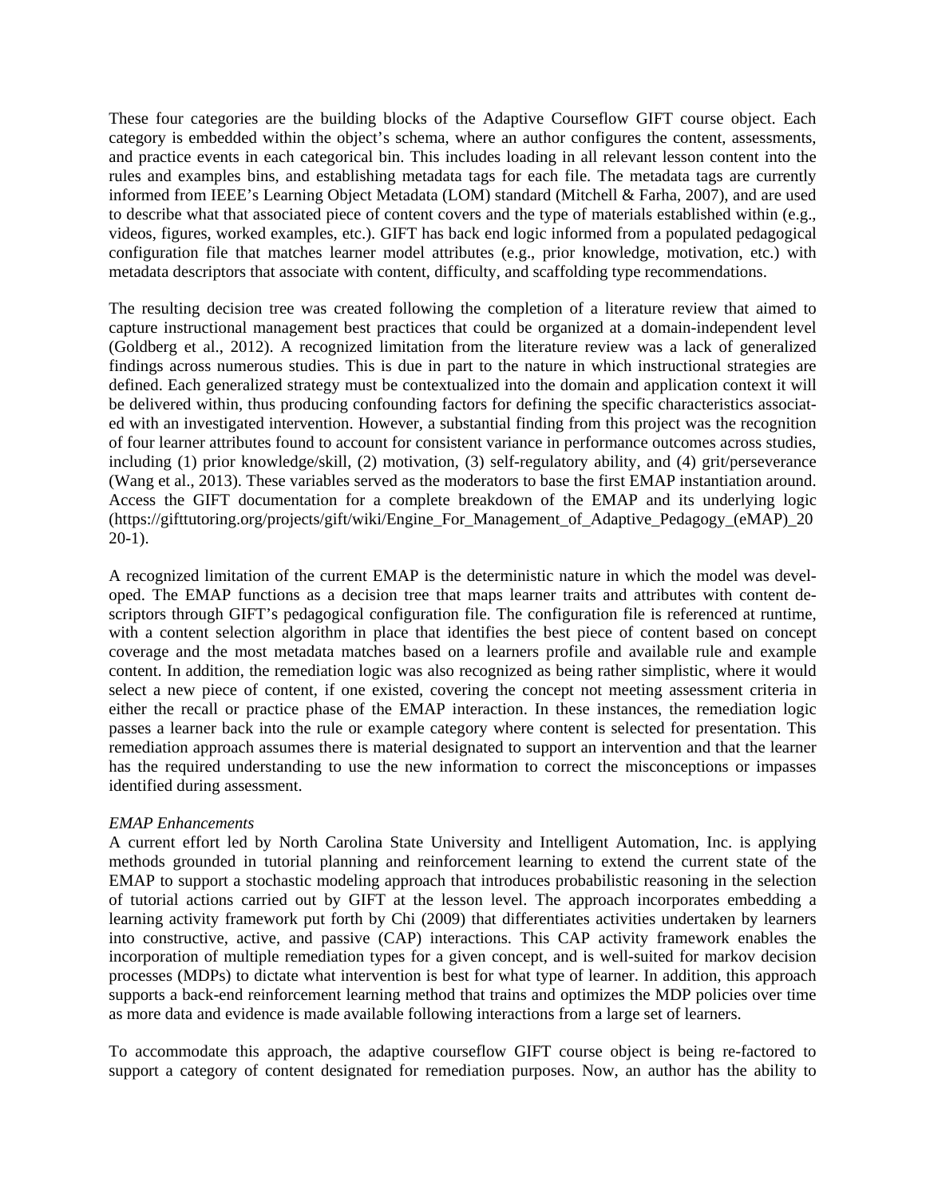These four categories are the building blocks of the Adaptive Courseflow GIFT course object. Each category is embedded within the object's schema, where an author configures the content, assessments, and practice events in each categorical bin. This includes loading in all relevant lesson content into the rules and examples bins, and establishing metadata tags for each file. The metadata tags are currently informed from IEEE's Learning Object Metadata (LOM) standard (Mitchell & Farha, 2007), and are used to describe what that associated piece of content covers and the type of materials established within (e.g., videos, figures, worked examples, etc.). GIFT has back end logic informed from a populated pedagogical configuration file that matches learner model attributes (e.g., prior knowledge, motivation, etc.) with metadata descriptors that associate with content, difficulty, and scaffolding type recommendations.

The resulting decision tree was created following the completion of a literature review that aimed to capture instructional management best practices that could be organized at a domain-independent level (Goldberg et al., 2012). A recognized limitation from the literature review was a lack of generalized findings across numerous studies. This is due in part to the nature in which instructional strategies are defined. Each generalized strategy must be contextualized into the domain and application context it will be delivered within, thus producing confounding factors for defining the specific characteristics associated with an investigated intervention. However, a substantial finding from this project was the recognition of four learner attributes found to account for consistent variance in performance outcomes across studies, including (1) prior knowledge/skill, (2) motivation, (3) self-regulatory ability, and (4) grit/perseverance (Wang et al., 2013). These variables served as the moderators to base the first EMAP instantiation around. Access the GIFT documentation for a complete breakdown of the EMAP and its underlying logic (https://gifttutoring.org/projects/gift/wiki/Engine_For_Management_of_Adaptive_Pedagogy_(eMAP)_2020-1).

A recognized limitation of the current EMAP is the deterministic nature in which the model was developed. The EMAP functions as a decision tree that maps learner traits and attributes with content descriptors through GIFT's pedagogical configuration file. The configuration file is referenced at runtime, with a content selection algorithm in place that identifies the best piece of content based on concept coverage and the most metadata matches based on a learners profile and available rule and example content. In addition, the remediation logic was also recognized as being rather simplistic, where it would select a new piece of content, if one existed, covering the concept not meeting assessment criteria in either the recall or practice phase of the EMAP interaction. In these instances, the remediation logic passes a learner back into the rule or example category where content is selected for presentation. This remediation approach assumes there is material designated to support an intervention and that the learner has the required understanding to use the new information to correct the misconceptions or impasses identified during assessment.

*EMAP Enhancements*

A current effort led by North Carolina State University and Intelligent Automation, Inc. is applying methods grounded in tutorial planning and reinforcement learning to extend the current state of the EMAP to support a stochastic modeling approach that introduces probabilistic reasoning in the selection of tutorial actions carried out by GIFT at the lesson level. The approach incorporates embedding a learning activity framework put forth by Chi (2009) that differentiates activities undertaken by learners into constructive, active, and passive (CAP) interactions. This CAP activity framework enables the incorporation of multiple remediation types for a given concept, and is well-suited for markov decision processes (MDPs) to dictate what intervention is best for what type of learner. In addition, this approach supports a back-end reinforcement learning method that trains and optimizes the MDP policies over time as more data and evidence is made available following interactions from a large set of learners.

To accommodate this approach, the adaptive courseflow GIFT course object is being re-factored to support a category of content designated for remediation purposes. Now, an author has the ability to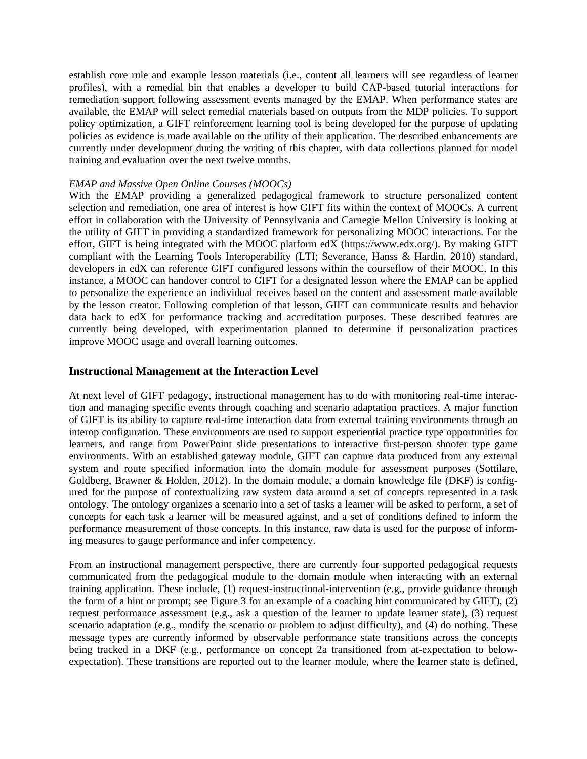establish core rule and example lesson materials (i.e., content all learners will see regardless of learner profiles), with a remedial bin that enables a developer to build CAP-based tutorial interactions for remediation support following assessment events managed by the EMAP. When performance states are available, the EMAP will select remedial materials based on outputs from the MDP policies. To support policy optimization, a GIFT reinforcement learning tool is being developed for the purpose of updating policies as evidence is made available on the utility of their application. The described enhancements are currently under development during the writing of this chapter, with data collections planned for model training and evaluation over the next twelve months.

*EMAP and Massive Open Online Courses (MOOCs)*

With the EMAP providing a generalized pedagogical framework to structure personalized content selection and remediation, one area of interest is how GIFT fits within the context of MOOCs. A current effort in collaboration with the University of Pennsylvania and Carnegie Mellon University is looking at the utility of GIFT in providing a standardized framework for personalizing MOOC interactions. For the effort, GIFT is being integrated with the MOOC platform edX (https://www.edx.org/). By making GIFT compliant with the Learning Tools Interoperability (LTI; Severance, Hanss & Hardin, 2010) standard, developers in edX can reference GIFT configured lessons within the courseflow of their MOOC. In this instance, a MOOC can handover control to GIFT for a designated lesson where the EMAP can be applied to personalize the experience an individual receives based on the content and assessment made available by the lesson creator. Following completion of that lesson, GIFT can communicate results and behavior data back to edX for performance tracking and accreditation purposes. These described features are currently being developed, with experimentation planned to determine if personalization practices improve MOOC usage and overall learning outcomes.

## Instructional Management at the Interaction Level

At next level of GIFT pedagogy, instructional management has to do with monitoring real-time interaction and managing specific events through coaching and scenario adaptation practices. A major function of GIFT is its ability to capture real-time interaction data from external training environments through an interop configuration. These environments are used to support experiential practice type opportunities for learners, and range from PowerPoint slide presentations to interactive first-person shooter type game environments. With an established gateway module, GIFT can capture data produced from any external system and route specified information into the domain module for assessment purposes (Sottilare, Goldberg, Brawner & Holden, 2012). In the domain module, a domain knowledge file (DKF) is configured for the purpose of contextualizing raw system data around a set of concepts represented in a task ontology. The ontology organizes a scenario into a set of tasks a learner will be asked to perform, a set of concepts for each task a learner will be measured against, and a set of conditions defined to inform the performance measurement of those concepts. In this instance, raw data is used for the purpose of informing measures to gauge performance and infer competency.

From an instructional management perspective, there are currently four supported pedagogical requests communicated from the pedagogical module to the domain module when interacting with an external training application. These include, (1) request-instructional-intervention (e.g., provide guidance through the form of a hint or prompt; see Figure 3 for an example of a coaching hint communicated by GIFT), (2) request performance assessment (e.g., ask a question of the learner to update learner state), (3) request scenario adaptation (e.g., modify the scenario or problem to adjust difficulty), and (4) do nothing. These message types are currently informed by observable performance state transitions across the concepts being tracked in a DKF (e.g., performance on concept 2a transitioned from at-expectation to below-expectation). These transitions are reported out to the learner module, where the learner state is defined,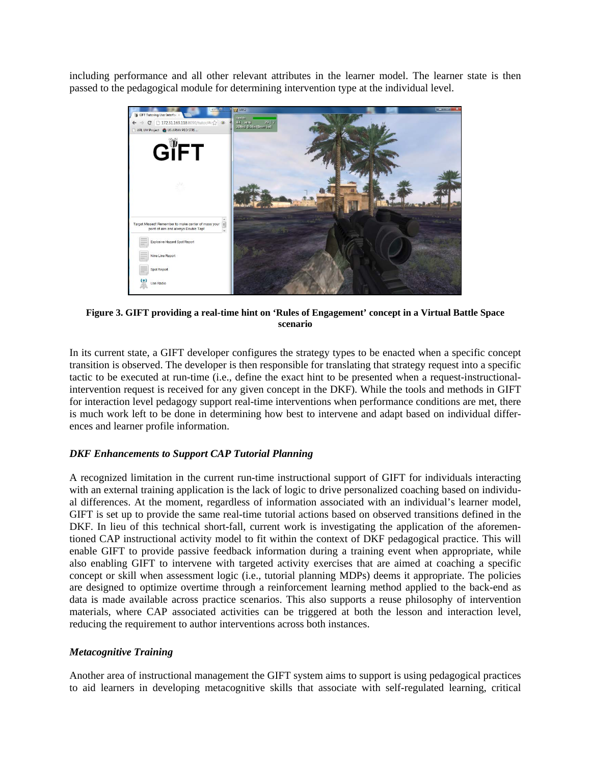including performance and all other relevant attributes in the learner model. The learner state is then passed to the pedagogical module for determining intervention type at the individual level.

**Figure 3. GIFT providing a real-time hint on 'Rules of Engagement' concept in a Virtual Battle Space scenario**

In its current state, a GIFT developer configures the strategy types to be enacted when a specific concept transition is observed. The developer is then responsible for translating that strategy request into a specific tactic to be executed at run-time (i.e., define the exact hint to be presented when a request-instructional-intervention request is received for any given concept in the DKF). While the tools and methods in GIFT for interaction level pedagogy support real-time interventions when performance conditions are met, there is much work left to be done in determining how best to intervene and adapt based on individual differences and learner profile information.

### *DKF Enhancements to Support CAP Tutorial Planning*

A recognized limitation in the current run-time instructional support of GIFT for individuals interacting with an external training application is the lack of logic to drive personalized coaching based on individual differences. At the moment, regardless of information associated with an individual's learner model, GIFT is set up to provide the same real-time tutorial actions based on observed transitions defined in the DKF. In lieu of this technical short-fall, current work is investigating the application of the aforementioned CAP instructional activity model to fit within the context of DKF pedagogical practice. This will enable GIFT to provide passive feedback information during a training event when appropriate, while also enabling GIFT to intervene with targeted activity exercises that are aimed at coaching a specific concept or skill when assessment logic (i.e., tutorial planning MDPs) deems it appropriate. The policies are designed to optimize overtime through a reinforcement learning method applied to the back-end as data is made available across practice scenarios. This also supports a reuse philosophy of intervention materials, where CAP associated activities can be triggered at both the lesson and interaction level, reducing the requirement to author interventions across both instances.

### *Metacognitive Training*

Another area of instructional management the GIFT system aims to support is using pedagogical practices to aid learners in developing metacognitive skills that associate with self-regulated learning, critical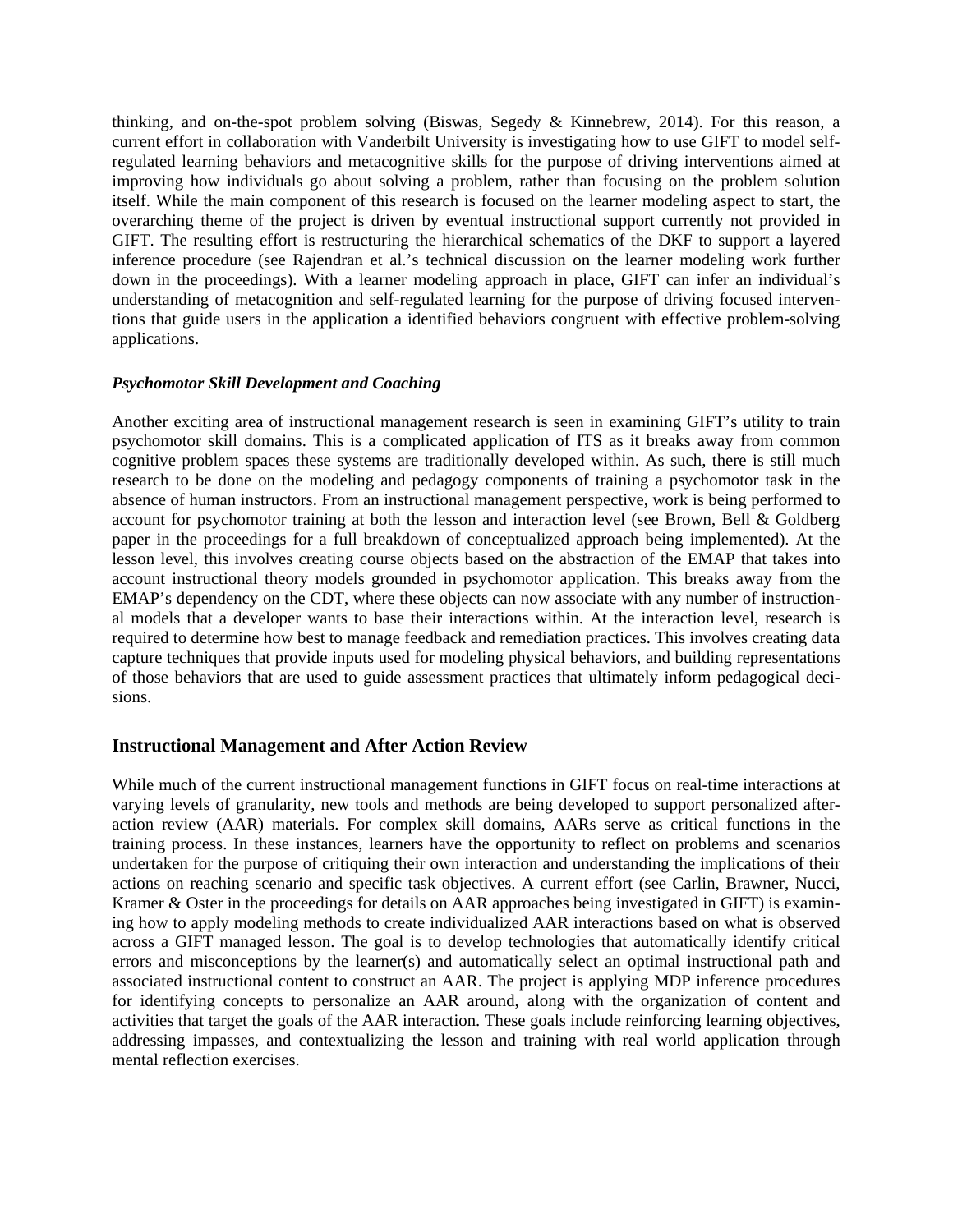thinking, and on-the-spot problem solving (Biswas, Segedy & Kinnebrew, 2014). For this reason, a current effort in collaboration with Vanderbilt University is investigating how to use GIFT to model self-regulated learning behaviors and metacognitive skills for the purpose of driving interventions aimed at improving how individuals go about solving a problem, rather than focusing on the problem solution itself. While the main component of this research is focused on the learner modeling aspect to start, the overarching theme of the project is driven by eventual instructional support currently not provided in GIFT. The resulting effort is restructuring the hierarchical schematics of the DKF to support a layered inference procedure (see Rajendran et al.'s technical discussion on the learner modeling work further down in the proceedings). With a learner modeling approach in place, GIFT can infer an individual's understanding of metacognition and self-regulated learning for the purpose of driving focused interventions that guide users in the application a identified behaviors congruent with effective problem-solving applications.

***Psychomotor Skill Development and Coaching***

Another exciting area of instructional management research is seen in examining GIFT's utility to train psychomotor skill domains. This is a complicated application of ITS as it breaks away from common cognitive problem spaces these systems are traditionally developed within. As such, there is still much research to be done on the modeling and pedagogy components of training a psychomotor task in the absence of human instructors. From an instructional management perspective, work is being performed to account for psychomotor training at both the lesson and interaction level (see Brown, Bell & Goldberg paper in the proceedings for a full breakdown of conceptualized approach being implemented). At the lesson level, this involves creating course objects based on the abstraction of the EMAP that takes into account instructional theory models grounded in psychomotor application. This breaks away from the EMAP's dependency on the CDT, where these objects can now associate with any number of instructional models that a developer wants to base their interactions within. At the interaction level, research is required to determine how best to manage feedback and remediation practices. This involves creating data capture techniques that provide inputs used for modeling physical behaviors, and building representations of those behaviors that are used to guide assessment practices that ultimately inform pedagogical decisions.

## Instructional Management and After Action Review

While much of the current instructional management functions in GIFT focus on real-time interactions at varying levels of granularity, new tools and methods are being developed to support personalized after-action review (AAR) materials. For complex skill domains, AARs serve as critical functions in the training process. In these instances, learners have the opportunity to reflect on problems and scenarios undertaken for the purpose of critiquing their own interaction and understanding the implications of their actions on reaching scenario and specific task objectives. A current effort (see Carlin, Brawner, Nucci, Kramer & Oster in the proceedings for details on AAR approaches being investigated in GIFT) is examining how to apply modeling methods to create individualized AAR interactions based on what is observed across a GIFT managed lesson. The goal is to develop technologies that automatically identify critical errors and misconceptions by the learner(s) and automatically select an optimal instructional path and associated instructional content to construct an AAR. The project is applying MDP inference procedures for identifying concepts to personalize an AAR around, along with the organization of content and activities that target the goals of the AAR interaction. These goals include reinforcing learning objectives, addressing impasses, and contextualizing the lesson and training with real world application through mental reflection exercises.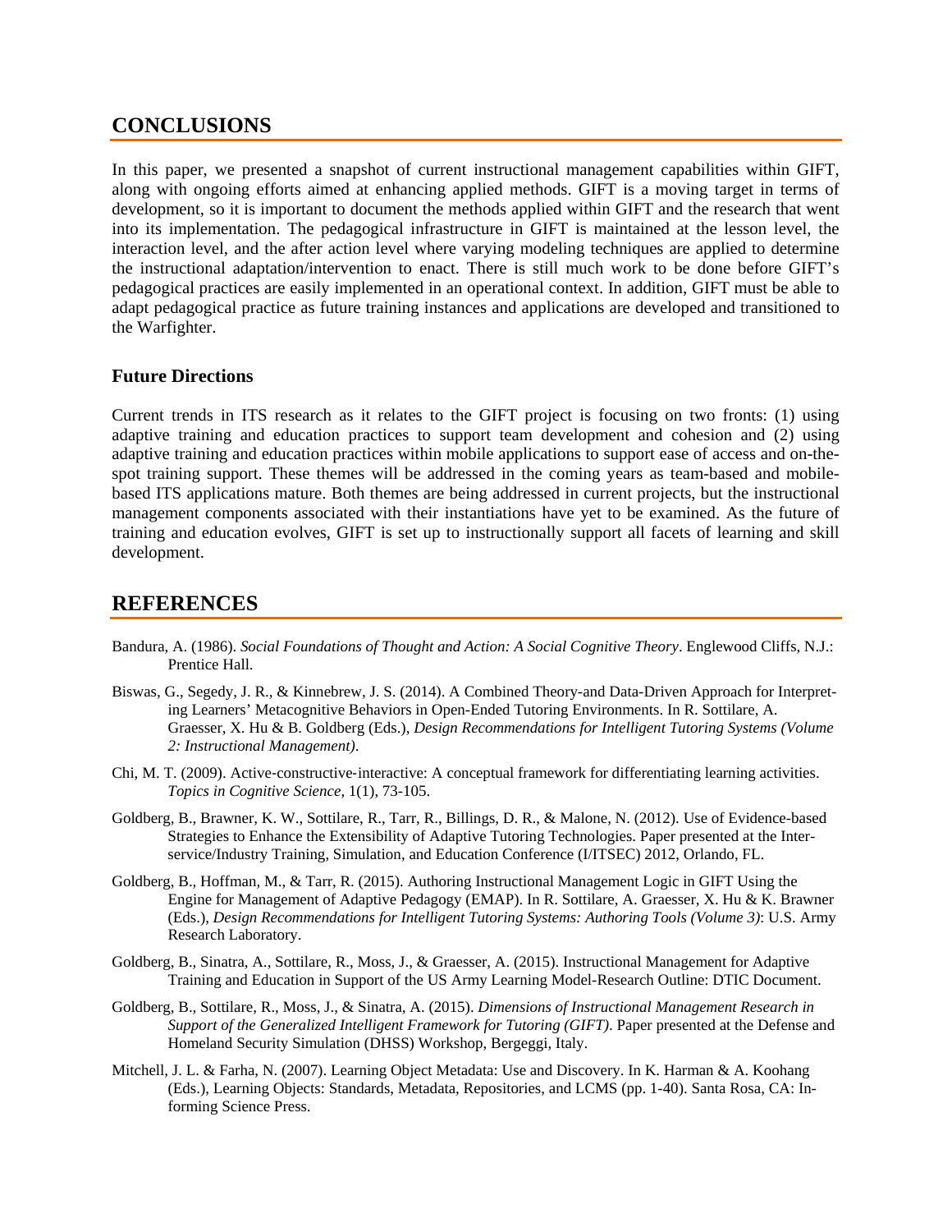## CONCLUSIONS

In this paper, we presented a snapshot of current instructional management capabilities within GIFT, along with ongoing efforts aimed at enhancing applied methods. GIFT is a moving target in terms of development, so it is important to document the methods applied within GIFT and the research that went into its implementation. The pedagogical infrastructure in GIFT is maintained at the lesson level, the interaction level, and the after action level where varying modeling techniques are applied to determine the instructional adaptation/intervention to enact. There is still much work to be done before GIFT's pedagogical practices are easily implemented in an operational context. In addition, GIFT must be able to adapt pedagogical practice as future training instances and applications are developed and transitioned to the Warfighter.

### Future Directions

Current trends in ITS research as it relates to the GIFT project is focusing on two fronts: (1) using adaptive training and education practices to support team development and cohesion and (2) using adaptive training and education practices within mobile applications to support ease of access and on-the-spot training support. These themes will be addressed in the coming years as team-based and mobile-based ITS applications mature. Both themes are being addressed in current projects, but the instructional management components associated with their instantiations have yet to be examined. As the future of training and education evolves, GIFT is set up to instructionally support all facets of learning and skill development.

## REFERENCES

Bandura, A. (1986). *Social Foundations of Thought and Action: A Social Cognitive Theory*. Englewood Cliffs, N.J.: Prentice Hall.

Biswas, G., Segedy, J. R., & Kinnebrew, J. S. (2014). A Combined Theory-and Data-Driven Approach for Interpreting Learners' Metacognitive Behaviors in Open-Ended Tutoring Environments. In R. Sottilare, A. Graesser, X. Hu & B. Goldberg (Eds.), *Design Recommendations for Intelligent Tutoring Systems (Volume 2: Instructional Management)*.

Chi, M. T. (2009). Active‐constructive‐interactive: A conceptual framework for differentiating learning activities. *Topics in Cognitive Science*, 1(1), 73-105.

Goldberg, B., Brawner, K. W., Sottilare, R., Tarr, R., Billings, D. R., & Malone, N. (2012). Use of Evidence-based Strategies to Enhance the Extensibility of Adaptive Tutoring Technologies. Paper presented at the Interservice/Industry Training, Simulation, and Education Conference (I/ITSEC) 2012, Orlando, FL.

Goldberg, B., Hoffman, M., & Tarr, R. (2015). Authoring Instructional Management Logic in GIFT Using the Engine for Management of Adaptive Pedagogy (EMAP). In R. Sottilare, A. Graesser, X. Hu & K. Brawner (Eds.), *Design Recommendations for Intelligent Tutoring Systems: Authoring Tools (Volume 3)*: U.S. Army Research Laboratory.

Goldberg, B., Sinatra, A., Sottilare, R., Moss, J., & Graesser, A. (2015). Instructional Management for Adaptive Training and Education in Support of the US Army Learning Model-Research Outline: DTIC Document.

Goldberg, B., Sottilare, R., Moss, J., & Sinatra, A. (2015). *Dimensions of Instructional Management Research in Support of the Generalized Intelligent Framework for Tutoring (GIFT)*. Paper presented at the Defense and Homeland Security Simulation (DHSS) Workshop, Bergeggi, Italy.

Mitchell, J. L. & Farha, N. (2007). Learning Object Metadata: Use and Discovery. In K. Harman & A. Koohang (Eds.), Learning Objects: Standards, Metadata, Repositories, and LCMS (pp. 1-40). Santa Rosa, CA: Informing Science Press.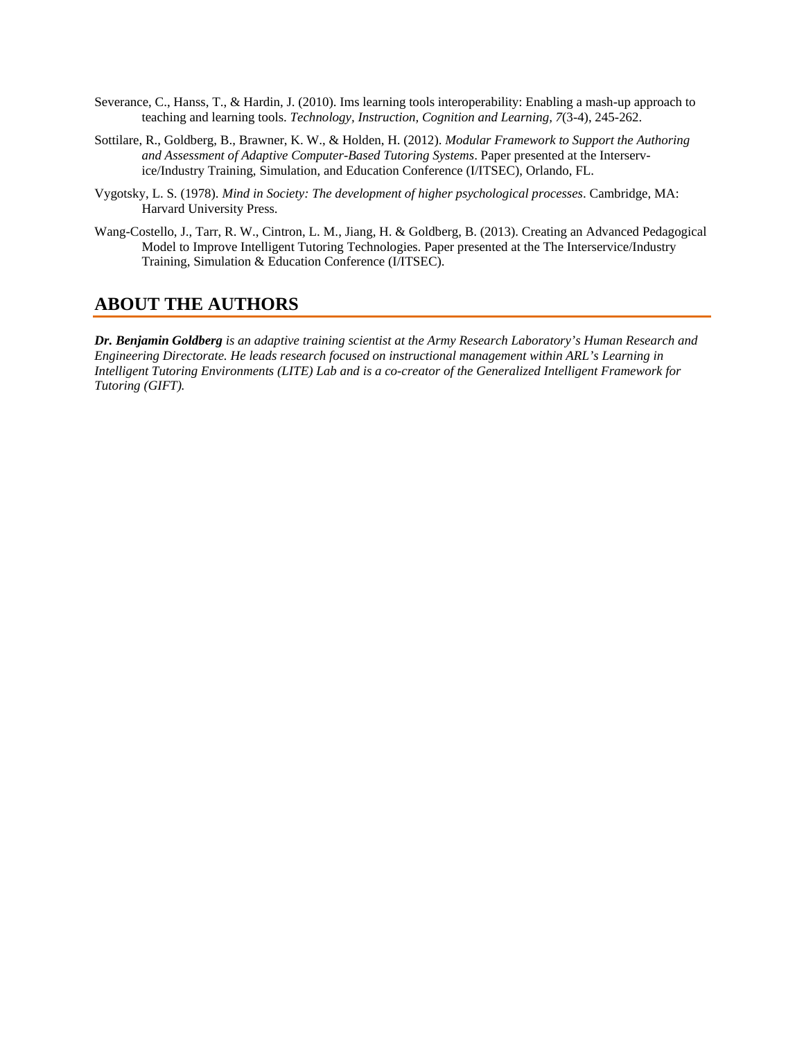Severance, C., Hanss, T., & Hardin, J. (2010). Ims learning tools interoperability: Enabling a mash-up approach to teaching and learning tools. *Technology, Instruction, Cognition and Learning, 7*(3-4), 245-262.

Sottilare, R., Goldberg, B., Brawner, K. W., & Holden, H. (2012). *Modular Framework to Support the Authoring and Assessment of Adaptive Computer-Based Tutoring Systems*. Paper presented at the Interservice/Industry Training, Simulation, and Education Conference (I/ITSEC), Orlando, FL.

Vygotsky, L. S. (1978). *Mind in Society: The development of higher psychological processes*. Cambridge, MA: Harvard University Press.

Wang-Costello, J., Tarr, R. W., Cintron, L. M., Jiang, H. & Goldberg, B. (2013). Creating an Advanced Pedagogical Model to Improve Intelligent Tutoring Technologies. Paper presented at the The Interservice/Industry Training, Simulation & Education Conference (I/ITSEC).

## ABOUT THE AUTHORS

***Dr. Benjamin Goldberg*** *is an adaptive training scientist at the Army Research Laboratory's Human Research and Engineering Directorate. He leads research focused on instructional management within ARL's Learning in Intelligent Tutoring Environments (LITE) Lab and is a co-creator of the Generalized Intelligent Framework for Tutoring (GIFT).*